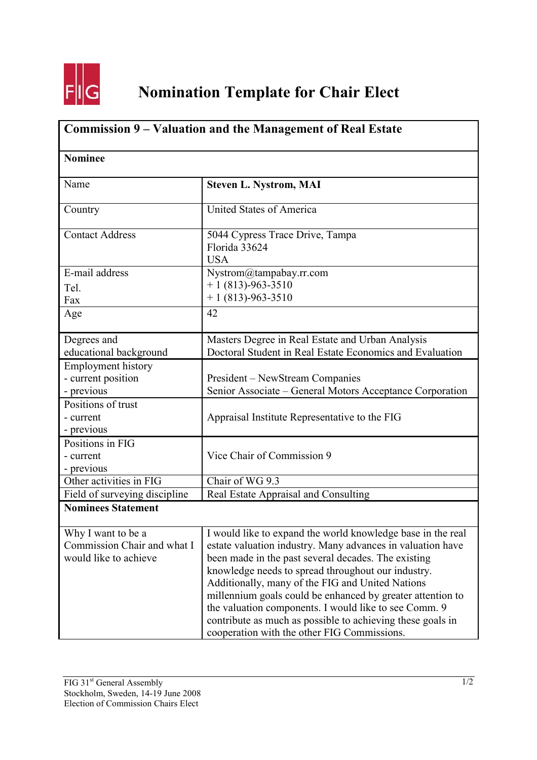# Nomination Template for Chair Elect

| **Commission 9 – Valuation and the Management of Real Estate** | |
|---|---|
| **Nominee** | |
| Name | **Steven L. Nystrom, MAI** |
| Country | United States of America |
| Contact Address | 5044 Cypress Trace Drive, Tampa<br>Florida 33624<br>USA |
| E-mail address<br>Tel.<br>Fax | Nystrom@tampabay.rr.com<br>+ 1 (813)-963-3510<br>+ 1 (813)-963-3510 |
| Age | 42 |
| Degrees and educational background | Masters Degree in Real Estate and Urban Analysis<br>Doctoral Student in Real Estate Economics and Evaluation |
| Employment history<br>- current position<br>- previous | <br>President – NewStream Companies<br>Senior Associate – General Motors Acceptance Corporation |
| Positions of trust<br>- current<br>- previous | Appraisal Institute Representative to the FIG |
| Positions in FIG<br>- current<br>- previous | Vice Chair of Commission 9 |
| Other activities in FIG | Chair of WG 9.3 |
| Field of surveying discipline | Real Estate Appraisal and Consulting |
| **Nominees Statement** | |
| Why I want to be a Commission Chair and what I would like to achieve | I would like to expand the world knowledge base in the real estate valuation industry. Many advances in valuation have been made in the past several decades. The existing knowledge needs to spread throughout our industry. Additionally, many of the FIG and United Nations millennium goals could be enhanced by greater attention to the valuation components. I would like to see Comm. 9 contribute as much as possible to achieving these goals in cooperation with the other FIG Commissions. |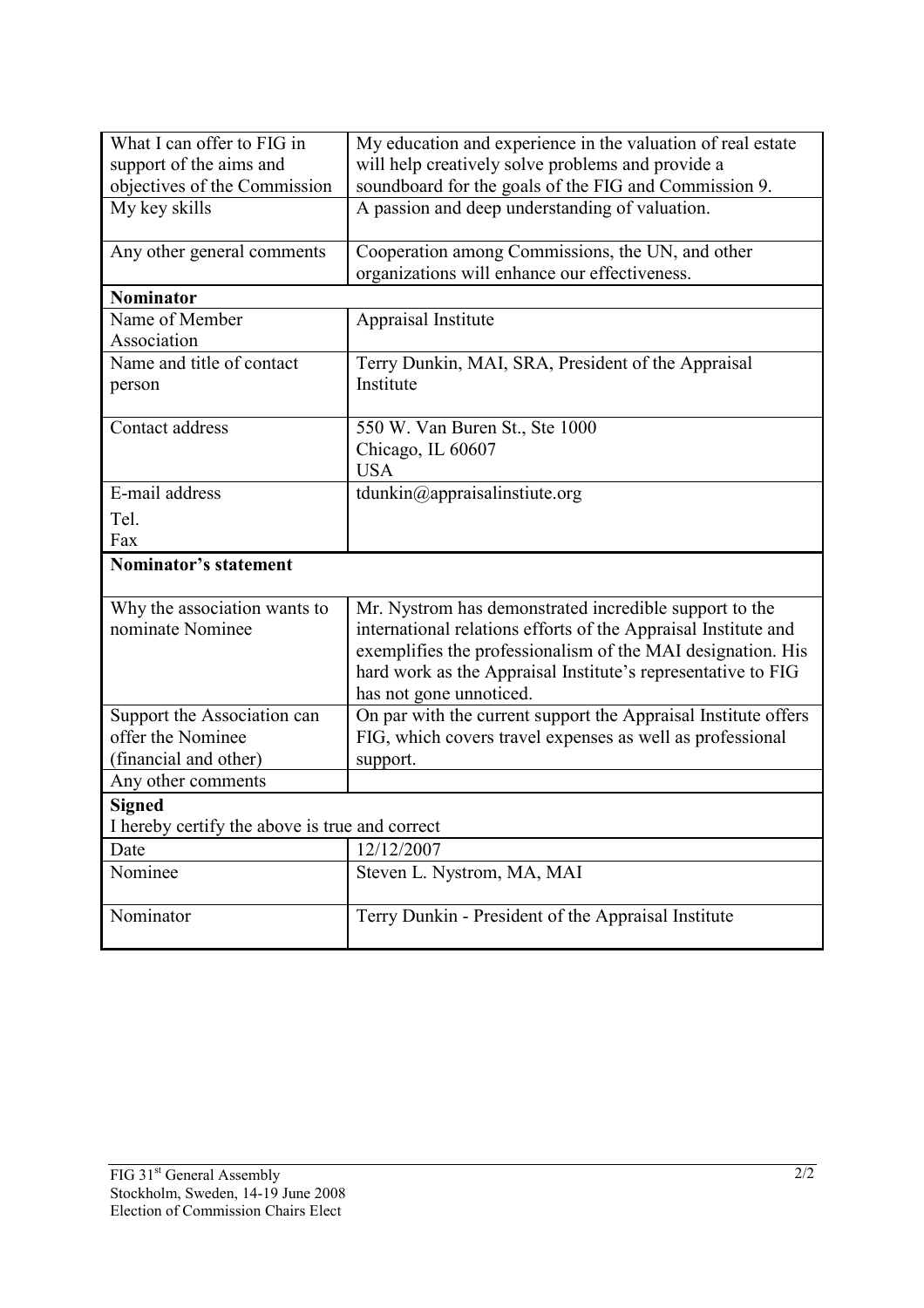| | |
|---|---|
| What I can offer to FIG in support of the aims and objectives of the Commission | My education and experience in the valuation of real estate will help creatively solve problems and provide a soundboard for the goals of the FIG and Commission 9. |
| My key skills | A passion and deep understanding of valuation. |
| Any other general comments | Cooperation among Commissions, the UN, and other organizations will enhance our effectiveness. |
| **Nominator** | |
| Name of Member Association | Appraisal Institute |
| Name and title of contact person | Terry Dunkin, MAI, SRA, President of the Appraisal Institute |
| Contact address | 550 W. Van Buren St., Ste 1000<br>Chicago, IL 60607<br>USA |
| E-mail address<br>Tel.<br>Fax | tdunkin@appraisalinstiute.org |
| **Nominator's statement** | |
| Why the association wants to nominate Nominee | Mr. Nystrom has demonstrated incredible support to the international relations efforts of the Appraisal Institute and exemplifies the professionalism of the MAI designation. His hard work as the Appraisal Institute's representative to FIG has not gone unnoticed. |
| Support the Association can offer the Nominee (financial and other) | On par with the current support the Appraisal Institute offers FIG, which covers travel expenses as well as professional support. |
| Any other comments | |
| **Signed**<br>I hereby certify the above is true and correct | |
| Date | 12/12/2007 |
| Nominee | Steven L. Nystrom, MA, MAI |
| Nominator | Terry Dunkin - President of the Appraisal Institute |